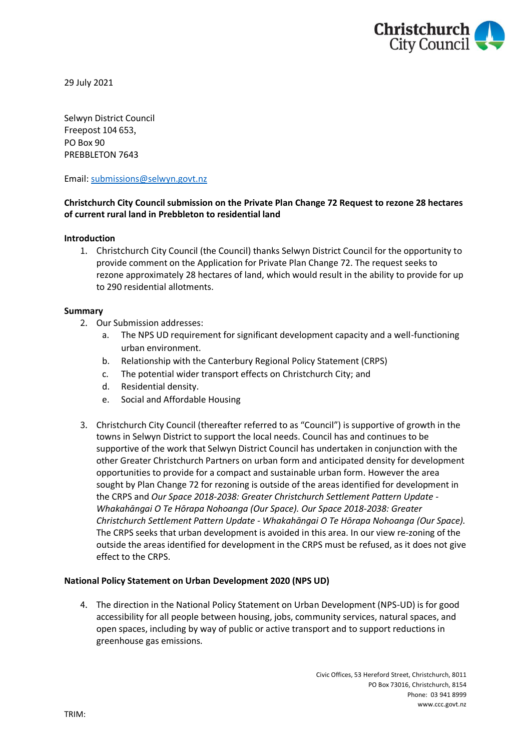29 July 2021

Selwyn District Council
Freepost 104 653,
PO Box 90
PREBBLETON 7643

Email: submissions@selwyn.govt.nz

**Christchurch City Council submission on the Private Plan Change 72 Request to rezone 28 hectares of current rural land in Prebbleton to residential land**

**Introduction**

1. Christchurch City Council (the Council) thanks Selwyn District Council for the opportunity to provide comment on the Application for Private Plan Change 72. The request seeks to rezone approximately 28 hectares of land, which would result in the ability to provide for up to 290 residential allotments.

**Summary**

2. Our Submission addresses:
   a. The NPS UD requirement for significant development capacity and a well-functioning urban environment.
   b. Relationship with the Canterbury Regional Policy Statement (CRPS)
   c. The potential wider transport effects on Christchurch City; and
   d. Residential density.
   e. Social and Affordable Housing

3. Christchurch City Council (thereafter referred to as "Council") is supportive of growth in the towns in Selwyn District to support the local needs. Council has and continues to be supportive of the work that Selwyn District Council has undertaken in conjunction with the other Greater Christchurch Partners on urban form and anticipated density for development opportunities to provide for a compact and sustainable urban form. However the area sought by Plan Change 72 for rezoning is outside of the areas identified for development in the CRPS and *Our Space 2018-2038: Greater Christchurch Settlement Pattern Update - Whakahāngai O Te Hōrapa Nohoanga (Our Space). Our Space 2018-2038: Greater Christchurch Settlement Pattern Update - Whakahāngai O Te Hōrapa Nohoanga (Our Space).* The CRPS seeks that urban development is avoided in this area. In our view re-zoning of the outside the areas identified for development in the CRPS must be refused, as it does not give effect to the CRPS.

**National Policy Statement on Urban Development 2020 (NPS UD)**

4. The direction in the National Policy Statement on Urban Development (NPS-UD) is for good accessibility for all people between housing, jobs, community services, natural spaces, and open spaces, including by way of public or active transport and to support reductions in greenhouse gas emissions.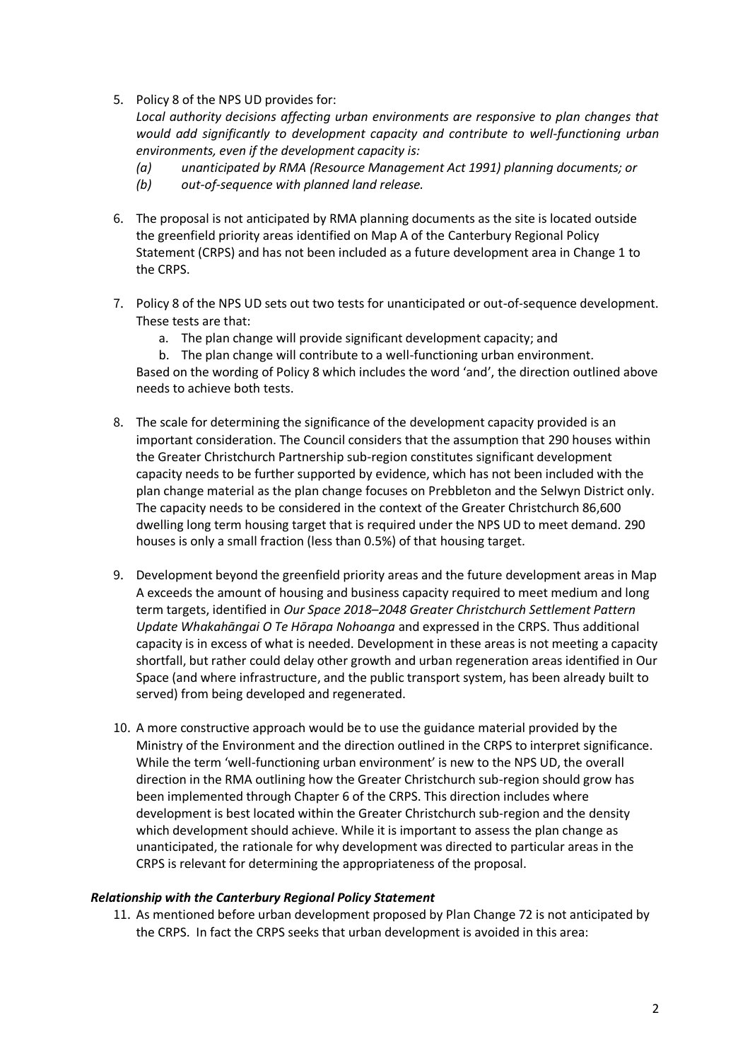5. Policy 8 of the NPS UD provides for:
   *Local authority decisions affecting urban environments are responsive to plan changes that would add significantly to development capacity and contribute to well-functioning urban environments, even if the development capacity is:*
   *(a) unanticipated by RMA (Resource Management Act 1991) planning documents; or*
   *(b) out-of-sequence with planned land release.*

6. The proposal is not anticipated by RMA planning documents as the site is located outside the greenfield priority areas identified on Map A of the Canterbury Regional Policy Statement (CRPS) and has not been included as a future development area in Change 1 to the CRPS.

7. Policy 8 of the NPS UD sets out two tests for unanticipated or out-of-sequence development. These tests are that:
   a. The plan change will provide significant development capacity; and
   b. The plan change will contribute to a well-functioning urban environment.

   Based on the wording of Policy 8 which includes the word 'and', the direction outlined above needs to achieve both tests.

8. The scale for determining the significance of the development capacity provided is an important consideration. The Council considers that the assumption that 290 houses within the Greater Christchurch Partnership sub-region constitutes significant development capacity needs to be further supported by evidence, which has not been included with the plan change material as the plan change focuses on Prebbleton and the Selwyn District only. The capacity needs to be considered in the context of the Greater Christchurch 86,600 dwelling long term housing target that is required under the NPS UD to meet demand. 290 houses is only a small fraction (less than 0.5%) of that housing target.

9. Development beyond the greenfield priority areas and the future development areas in Map A exceeds the amount of housing and business capacity required to meet medium and long term targets, identified in *Our Space 2018–2048 Greater Christchurch Settlement Pattern Update Whakahāngai O Te Hōrapa Nohoanga* and expressed in the CRPS. Thus additional capacity is in excess of what is needed. Development in these areas is not meeting a capacity shortfall, but rather could delay other growth and urban regeneration areas identified in Our Space (and where infrastructure, and the public transport system, has been already built to served) from being developed and regenerated.

10. A more constructive approach would be to use the guidance material provided by the Ministry of the Environment and the direction outlined in the CRPS to interpret significance. While the term 'well-functioning urban environment' is new to the NPS UD, the overall direction in the RMA outlining how the Greater Christchurch sub-region should grow has been implemented through Chapter 6 of the CRPS. This direction includes where development is best located within the Greater Christchurch sub-region and the density which development should achieve. While it is important to assess the plan change as unanticipated, the rationale for why development was directed to particular areas in the CRPS is relevant for determining the appropriateness of the proposal.

### *Relationship with the Canterbury Regional Policy Statement*

11. As mentioned before urban development proposed by Plan Change 72 is not anticipated by the CRPS. In fact the CRPS seeks that urban development is avoided in this area: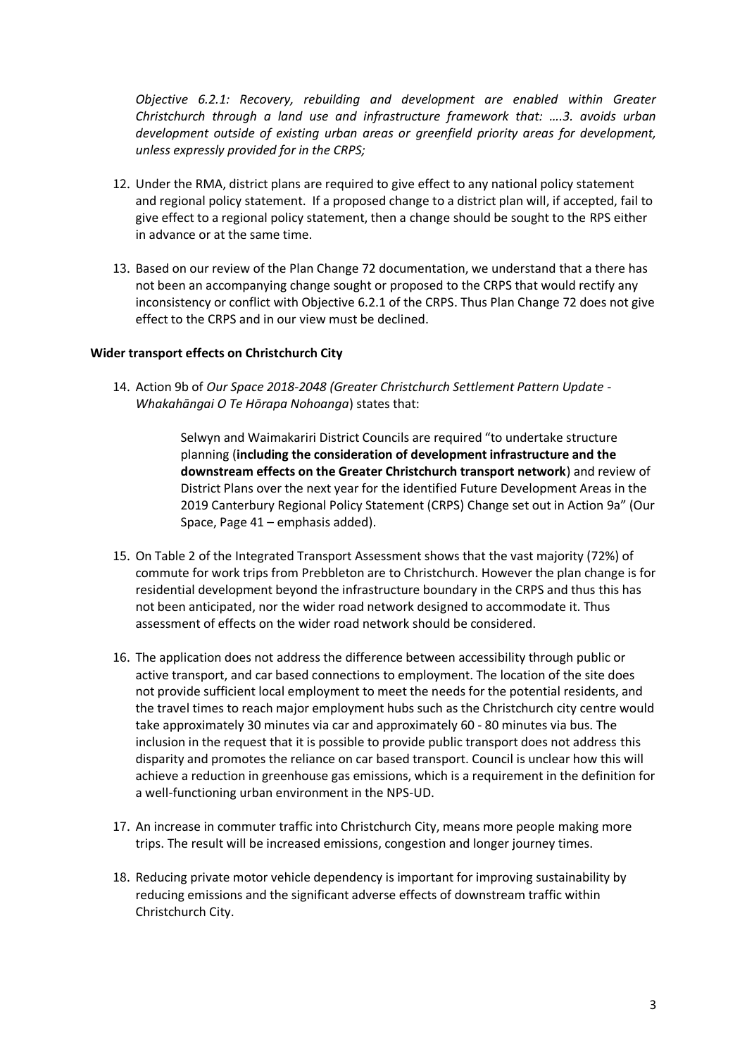*Objective 6.2.1: Recovery, rebuilding and development are enabled within Greater Christchurch through a land use and infrastructure framework that: ….3. avoids urban development outside of existing urban areas or greenfield priority areas for development, unless expressly provided for in the CRPS;*

12. Under the RMA, district plans are required to give effect to any national policy statement and regional policy statement. If a proposed change to a district plan will, if accepted, fail to give effect to a regional policy statement, then a change should be sought to the RPS either in advance or at the same time.

13. Based on our review of the Plan Change 72 documentation, we understand that a there has not been an accompanying change sought or proposed to the CRPS that would rectify any inconsistency or conflict with Objective 6.2.1 of the CRPS. Thus Plan Change 72 does not give effect to the CRPS and in our view must be declined.

**Wider transport effects on Christchurch City**

14. Action 9b of *Our Space 2018-2048 (Greater Christchurch Settlement Pattern Update - Whakahāngai O Te Hōrapa Nohoanga*) states that:

    > Selwyn and Waimakariri District Councils are required "to undertake structure planning (**including the consideration of development infrastructure and the downstream effects on the Greater Christchurch transport network**) and review of District Plans over the next year for the identified Future Development Areas in the 2019 Canterbury Regional Policy Statement (CRPS) Change set out in Action 9a" (Our Space, Page 41 – emphasis added).

15. On Table 2 of the Integrated Transport Assessment shows that the vast majority (72%) of commute for work trips from Prebbleton are to Christchurch. However the plan change is for residential development beyond the infrastructure boundary in the CRPS and thus this has not been anticipated, nor the wider road network designed to accommodate it. Thus assessment of effects on the wider road network should be considered.

16. The application does not address the difference between accessibility through public or active transport, and car based connections to employment. The location of the site does not provide sufficient local employment to meet the needs for the potential residents, and the travel times to reach major employment hubs such as the Christchurch city centre would take approximately 30 minutes via car and approximately 60 - 80 minutes via bus. The inclusion in the request that it is possible to provide public transport does not address this disparity and promotes the reliance on car based transport. Council is unclear how this will achieve a reduction in greenhouse gas emissions, which is a requirement in the definition for a well-functioning urban environment in the NPS-UD.

17. An increase in commuter traffic into Christchurch City, means more people making more trips. The result will be increased emissions, congestion and longer journey times.

18. Reducing private motor vehicle dependency is important for improving sustainability by reducing emissions and the significant adverse effects of downstream traffic within Christchurch City.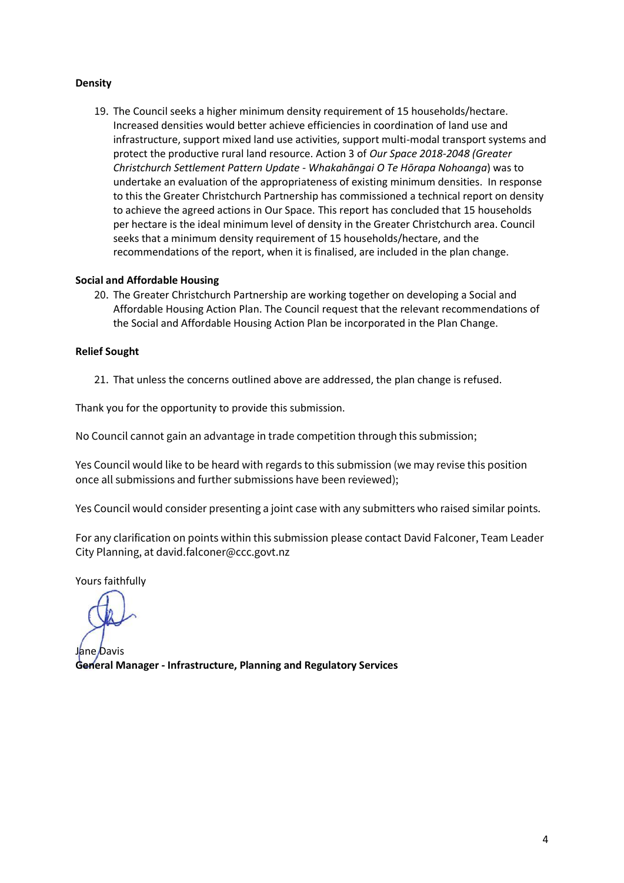**Density**

19. The Council seeks a higher minimum density requirement of 15 households/hectare. Increased densities would better achieve efficiencies in coordination of land use and infrastructure, support mixed land use activities, support multi-modal transport systems and protect the productive rural land resource. Action 3 of *Our Space 2018-2048 (Greater Christchurch Settlement Pattern Update - Whakahāngai O Te Hōrapa Nohoanga*) was to undertake an evaluation of the appropriateness of existing minimum densities. In response to this the Greater Christchurch Partnership has commissioned a technical report on density to achieve the agreed actions in Our Space. This report has concluded that 15 households per hectare is the ideal minimum level of density in the Greater Christchurch area. Council seeks that a minimum density requirement of 15 households/hectare, and the recommendations of the report, when it is finalised, are included in the plan change.

**Social and Affordable Housing**

20. The Greater Christchurch Partnership are working together on developing a Social and Affordable Housing Action Plan. The Council request that the relevant recommendations of the Social and Affordable Housing Action Plan be incorporated in the Plan Change.

**Relief Sought**

21. That unless the concerns outlined above are addressed, the plan change is refused.

Thank you for the opportunity to provide this submission.

No Council cannot gain an advantage in trade competition through this submission;

Yes Council would like to be heard with regards to this submission (we may revise this position once all submissions and further submissions have been reviewed);

Yes Council would consider presenting a joint case with any submitters who raised similar points.

For any clarification on points within this submission please contact David Falconer, Team Leader City Planning, at david.falconer@ccc.govt.nz

Yours faithfully

Jane Davis
**General Manager - Infrastructure, Planning and Regulatory Services**